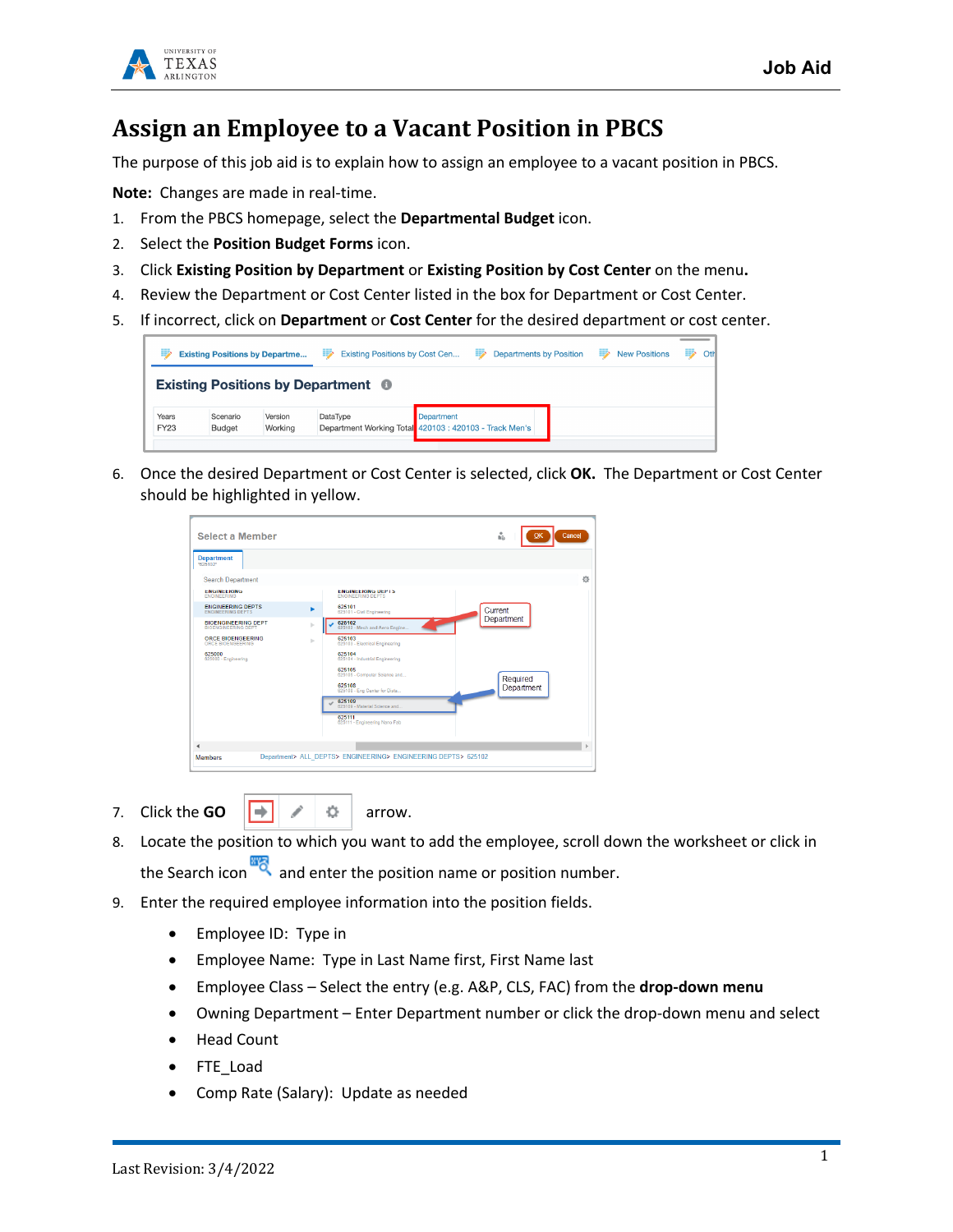# Assign an Employee to a Vacant Position in PBCS

The purpose of this job aid is to explain how to assign an employee to a vacant position in PBCS.

**Note:** Changes are made in real-time.

1. From the PBCS homepage, select the **Departmental Budget** icon.
2. Select the **Position Budget Forms** icon.
3. Click **Existing Position by Department** or **Existing Position by Cost Center** on the menu**.**
4. Review the Department or Cost Center listed in the box for Department or Cost Center.
5. If incorrect, click on **Department** or **Cost Center** for the desired department or cost center.
6. Once the desired Department or Cost Center is selected, click **OK.** The Department or Cost Center should be highlighted in yellow.
7. Click the **GO** arrow.
8. Locate the position to which you want to add the employee, scroll down the worksheet or click in the Search icon and enter the position name or position number.
9. Enter the required employee information into the position fields.
   - Employee ID: Type in
   - Employee Name: Type in Last Name first, First Name last
   - Employee Class – Select the entry (e.g. A&P, CLS, FAC) from the **drop-down menu**
   - Owning Department – Enter Department number or click the drop-down menu and select
   - Head Count
   - FTE_Load
   - Comp Rate (Salary): Update as needed

Last Revision: 3/4/2022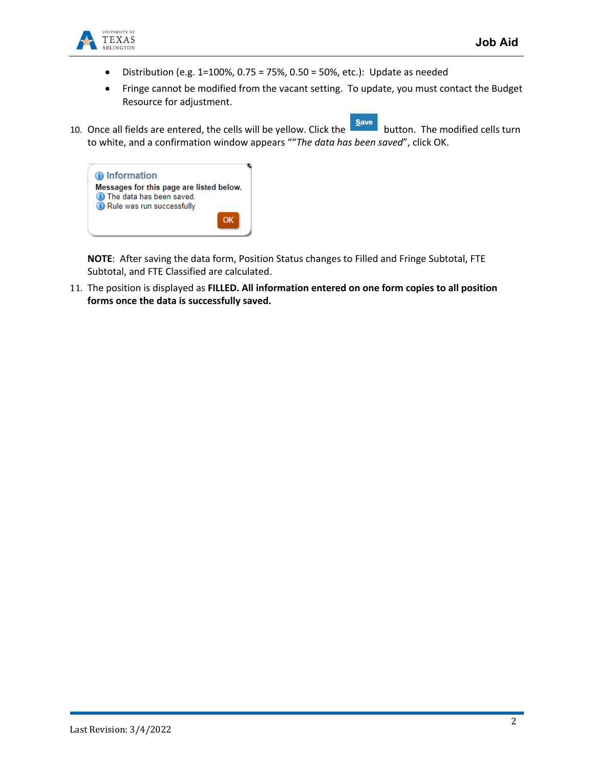- Distribution (e.g. 1=100%, 0.75 = 75%, 0.50 = 50%, etc.): Update as needed
- Fringe cannot be modified from the vacant setting. To update, you must contact the Budget Resource for adjustment.

10. Once all fields are entered, the cells will be yellow. Click the **Save** button. The modified cells turn to white, and a confirmation window appears ""*The data has been saved*", click OK.

   **Information**
   **Messages for this page are listed below.**
   The data has been saved.
   Rule was run successfully
   OK

   **NOTE**: After saving the data form, Position Status changes to Filled and Fringe Subtotal, FTE Subtotal, and FTE Classified are calculated.

11. The position is displayed as **FILLED. All information entered on one form copies to all position forms once the data is successfully saved.**